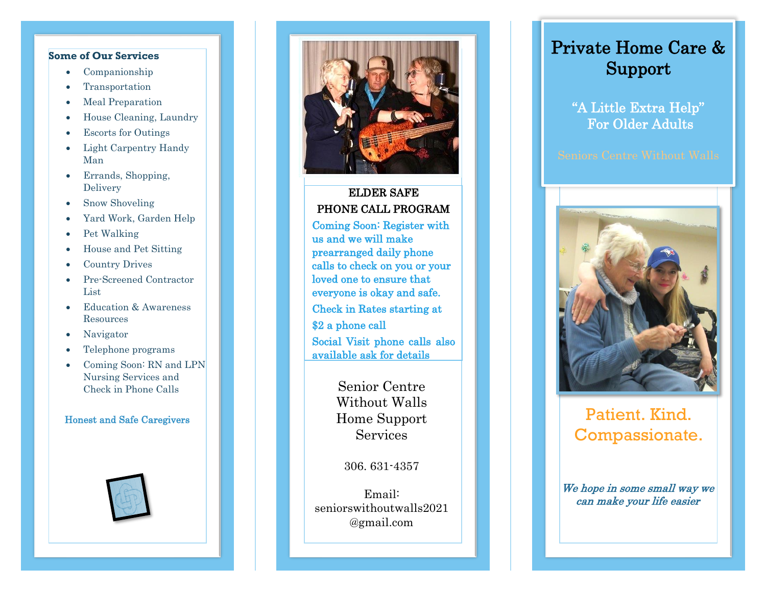### Some of Our Services

- Companionship
- Transportation
- Meal Preparation
- House Cleaning, Laundry
- Escorts for Outings
- Light Carpentry Handy Man
- Errands, Shopping, Delivery
- Snow Shoveling
- Yard Work, Garden Help
- Pet Walking
- House and Pet Sitting
- Country Drives
- Pre-Screened Contractor List
- Education & Awareness Resources
- Navigator
- Telephone programs
- Coming Soon: RN and LPN Nursing Services and Check in Phone Calls

Honest and Safe Caregivers

## ELDER SAFE PHONE CALL PROGRAM

Coming Soon: Register with us and we will make prearranged daily phone calls to check on you or your loved one to ensure that everyone is okay and safe.

Check in Rates starting at $2 a phone call

Social Visit phone calls also available ask for details

Senior Centre Without Walls Home Support Services

306. 631-4357

Email: seniorswithoutwalls2021@gmail.com

# Private Home Care & Support

## "A Little Extra Help" For Older Adults

Seniors Centre Without Walls

Patient. Kind. Compassionate.

*We hope in some small way we can make your life easier*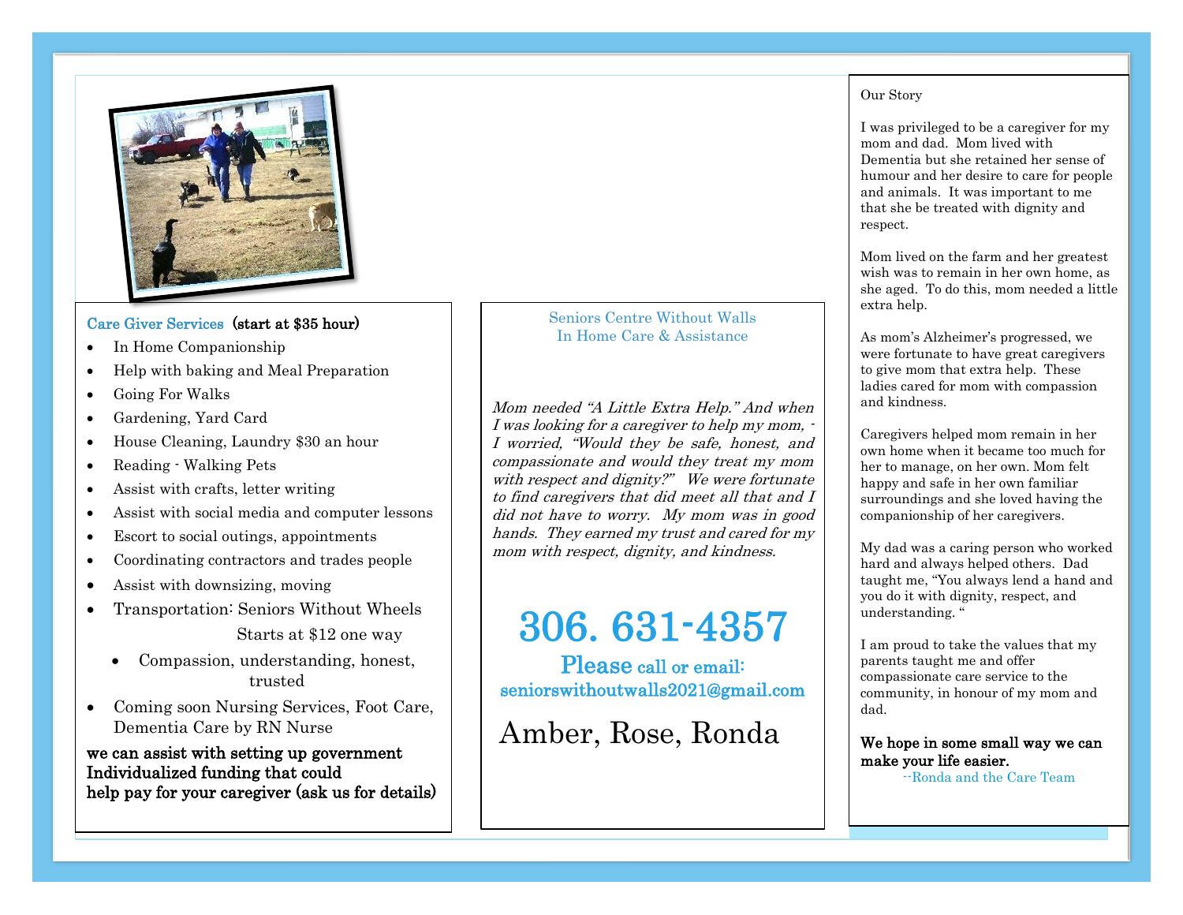**Care Giver Services (start at $35 hour)**

- In Home Companionship
- Help with baking and Meal Preparation
- Going For Walks
- Gardening, Yard Card
- House Cleaning, Laundry $30 an hour
- Reading - Walking Pets
- Assist with crafts, letter writing
- Assist with social media and computer lessons
- Escort to social outings, appointments
- Coordinating contractors and trades people
- Assist with downsizing, moving
- Transportation: Seniors Without Wheels

  Starts at $12 one way

  - Compassion, understanding, honest, trusted
- Coming soon Nursing Services, Foot Care, Dementia Care by RN Nurse

**we can assist with setting up government Individualized funding that could help pay for your caregiver (ask us for details)**

Seniors Centre Without Walls
In Home Care & Assistance

*Mom needed "A Little Extra Help." And when I was looking for a caregiver to help my mom, - I worried, "Would they be safe, honest, and compassionate and would they treat my mom with respect and dignity?" We were fortunate to find caregivers that did meet all that and I did not have to worry. My mom was in good hands. They earned my trust and cared for my mom with respect, dignity, and kindness.*

# 306. 631-4357

**Please call or email:**
**senioswithoutwalls2021@gmail.com**

## Amber, Rose, Ronda

Our Story

I was privileged to be a caregiver for my mom and dad. Mom lived with Dementia but she retained her sense of humour and her desire to care for people and animals. It was important to me that she be treated with dignity and respect.

Mom lived on the farm and her greatest wish was to remain in her own home, as she aged. To do this, mom needed a little extra help.

As mom's Alzheimer's progressed, we were fortunate to have great caregivers to give mom that extra help. These ladies cared for mom with compassion and kindness.

Caregivers helped mom remain in her own home when it became too much for her to manage, on her own. Mom felt happy and safe in her own familiar surroundings and she loved having the companionship of her caregivers.

My dad was a caring person who worked hard and always helped others. Dad taught me, "You always lend a hand and you do it with dignity, respect, and understanding. "

I am proud to take the values that my parents taught me and offer compassionate care service to the community, in honour of my mom and dad.

**We hope in some small way we can make your life easier.**

--Ronda and the Care Team